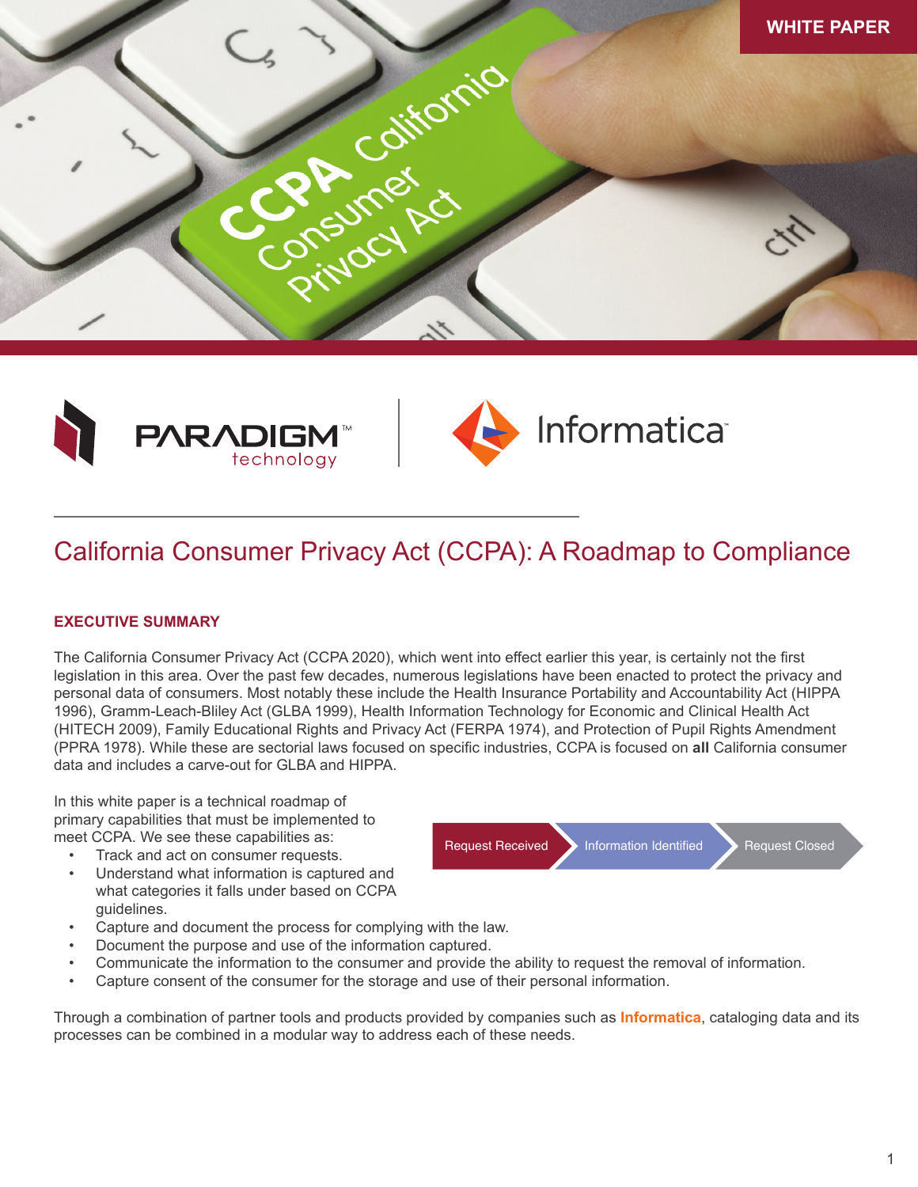WHITE PAPER

# California Consumer Privacy Act (CCPA): A Roadmap to Compliance

## EXECUTIVE SUMMARY

The California Consumer Privacy Act (CCPA 2020), which went into effect earlier this year, is certainly not the first legislation in this area. Over the past few decades, numerous legislations have been enacted to protect the privacy and personal data of consumers. Most notably these include the Health Insurance Portability and Accountability Act (HIPPA 1996), Gramm-Leach-Bliley Act (GLBA 1999), Health Information Technology for Economic and Clinical Health Act (HITECH 2009), Family Educational Rights and Privacy Act (FERPA 1974), and Protection of Pupil Rights Amendment (PPRA 1978). While these are sectorial laws focused on specific industries, CCPA is focused on **all** California consumer data and includes a carve-out for GLBA and HIPPA.

In this white paper is a technical roadmap of primary capabilities that must be implemented to meet CCPA. We see these capabilities as:

- Track and act on consumer requests.
- Understand what information is captured and what categories it falls under based on CCPA guidelines.
- Capture and document the process for complying with the law.
- Document the purpose and use of the information captured.
- Communicate the information to the consumer and provide the ability to request the removal of information.
- Capture consent of the consumer for the storage and use of their personal information.

Request Received → Information Identified → Request Closed

Through a combination of partner tools and products provided by companies such as **Informatica**, cataloging data and its processes can be combined in a modular way to address each of these needs.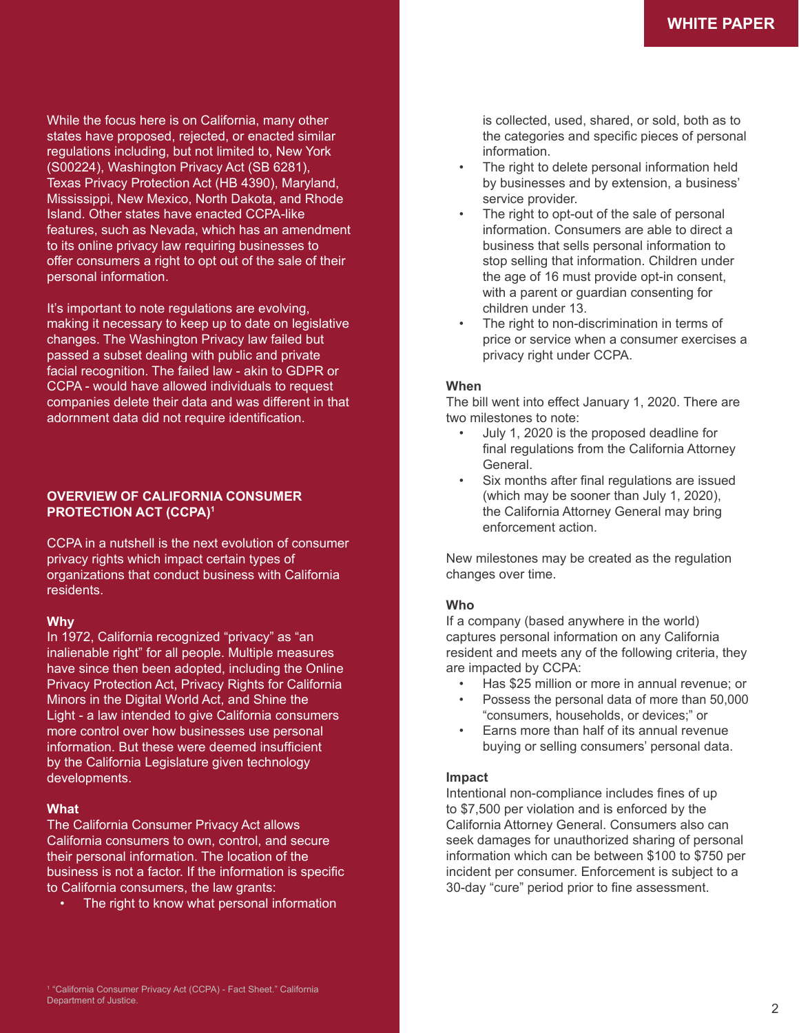While the focus here is on California, many other states have proposed, rejected, or enacted similar regulations including, but not limited to, New York (S00224), Washington Privacy Act (SB 6281), Texas Privacy Protection Act (HB 4390), Maryland, Mississippi, New Mexico, North Dakota, and Rhode Island. Other states have enacted CCPA-like features, such as Nevada, which has an amendment to its online privacy law requiring businesses to offer consumers a right to opt out of the sale of their personal information.

It's important to note regulations are evolving, making it necessary to keep up to date on legislative changes. The Washington Privacy law failed but passed a subset dealing with public and private facial recognition. The failed law - akin to GDPR or CCPA - would have allowed individuals to request companies delete their data and was different in that adornment data did not require identification.

## OVERVIEW OF CALIFORNIA CONSUMER PROTECTION ACT (CCPA)[1]

CCPA in a nutshell is the next evolution of consumer privacy rights which impact certain types of organizations that conduct business with California residents.

### Why

In 1972, California recognized "privacy" as "an inalienable right" for all people. Multiple measures have since then been adopted, including the Online Privacy Protection Act, Privacy Rights for California Minors in the Digital World Act, and Shine the Light - a law intended to give California consumers more control over how businesses use personal information. But these were deemed insufficient by the California Legislature given technology developments.

### What

The California Consumer Privacy Act allows California consumers to own, control, and secure their personal information. The location of the business is not a factor. If the information is specific to California consumers, the law grants:

- The right to know what personal information is collected, used, shared, or sold, both as to the categories and specific pieces of personal information.
- The right to delete personal information held by businesses and by extension, a business' service provider.
- The right to opt-out of the sale of personal information. Consumers are able to direct a business that sells personal information to stop selling that information. Children under the age of 16 must provide opt-in consent, with a parent or guardian consenting for children under 13.
- The right to non-discrimination in terms of price or service when a consumer exercises a privacy right under CCPA.

### When

The bill went into effect January 1, 2020. There are two milestones to note:

- July 1, 2020 is the proposed deadline for final regulations from the California Attorney General.
- Six months after final regulations are issued (which may be sooner than July 1, 2020), the California Attorney General may bring enforcement action.

New milestones may be created as the regulation changes over time.

### Who

If a company (based anywhere in the world) captures personal information on any California resident and meets any of the following criteria, they are impacted by CCPA:

- Has $25 million or more in annual revenue; or
- Possess the personal data of more than 50,000 "consumers, households, or devices;" or
- Earns more than half of its annual revenue buying or selling consumers' personal data.

### Impact

Intentional non-compliance includes fines of up to $7,500 per violation and is enforced by the California Attorney General. Consumers also can seek damages for unauthorized sharing of personal information which can be between $100 to $750 per incident per consumer. Enforcement is subject to a 30-day "cure" period prior to fine assessment.

[1] "California Consumer Privacy Act (CCPA) - Fact Sheet." California Department of Justice.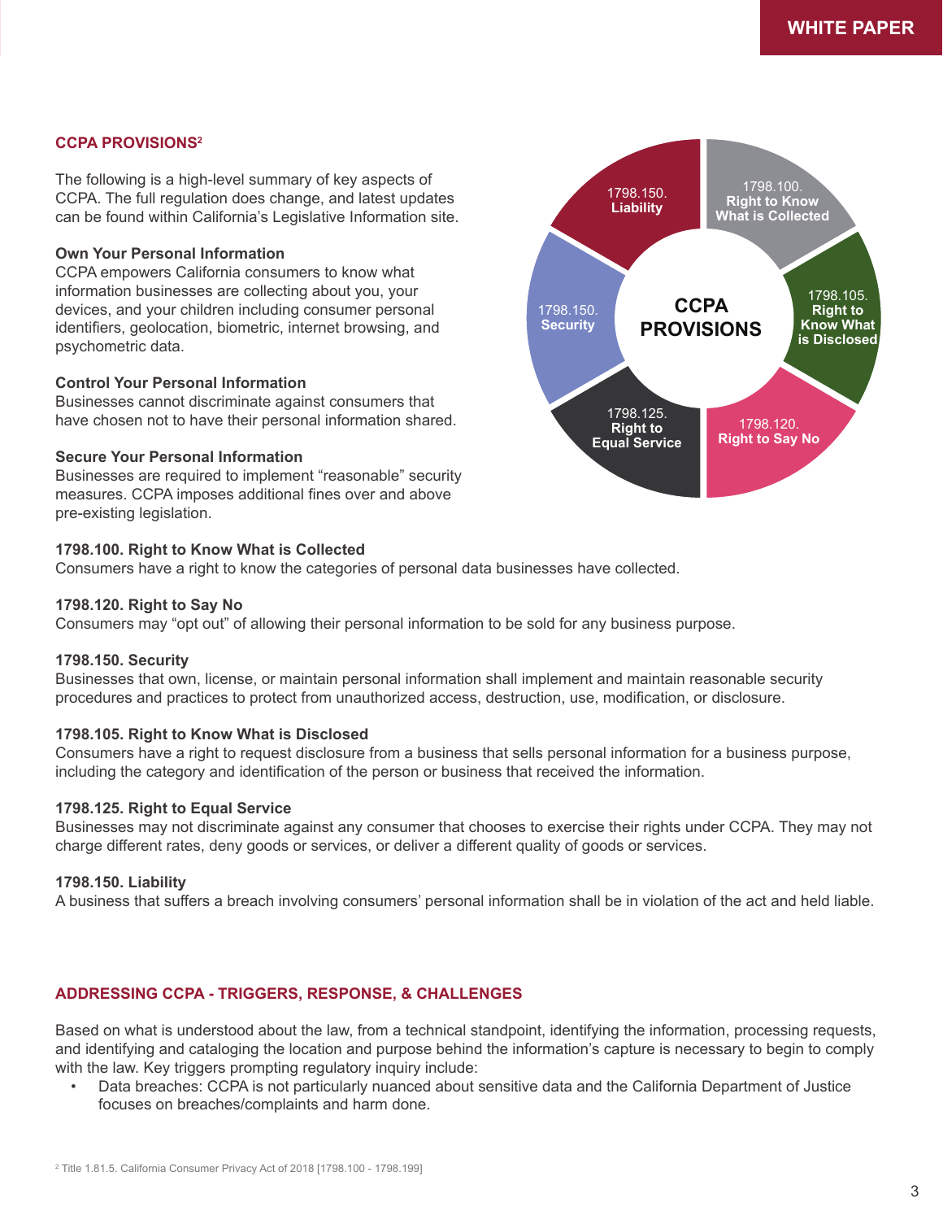## CCPA PROVISIONS[2]

The following is a high-level summary of key aspects of CCPA. The full regulation does change, and latest updates can be found within California's Legislative Information site.

**Own Your Personal Information**
CCPA empowers California consumers to know what information businesses are collecting about you, your devices, and your children including consumer personal identifiers, geolocation, biometric, internet browsing, and psychometric data.

**Control Your Personal Information**
Businesses cannot discriminate against consumers that have chosen not to have their personal information shared.

**Secure Your Personal Information**
Businesses are required to implement "reasonable" security measures. CCPA imposes additional fines over and above pre-existing legislation.

CCPA PROVISIONS

- 1798.100. Right to Know What is Collected
- 1798.105. Right to Know What is Disclosed
- 1798.120. Right to Say No
- 1798.125. Right to Equal Service
- 1798.150. Security
- 1798.150. Liability

**1798.100. Right to Know What is Collected**
Consumers have a right to know the categories of personal data businesses have collected.

**1798.120. Right to Say No**
Consumers may "opt out" of allowing their personal information to be sold for any business purpose.

**1798.150. Security**
Businesses that own, license, or maintain personal information shall implement and maintain reasonable security procedures and practices to protect from unauthorized access, destruction, use, modification, or disclosure.

**1798.105. Right to Know What is Disclosed**
Consumers have a right to request disclosure from a business that sells personal information for a business purpose, including the category and identification of the person or business that received the information.

**1798.125. Right to Equal Service**
Businesses may not discriminate against any consumer that chooses to exercise their rights under CCPA. They may not charge different rates, deny goods or services, or deliver a different quality of goods or services.

**1798.150. Liability**
A business that suffers a breach involving consumers' personal information shall be in violation of the act and held liable.

## ADDRESSING CCPA - TRIGGERS, RESPONSE, & CHALLENGES

Based on what is understood about the law, from a technical standpoint, identifying the information, processing requests, and identifying and cataloging the location and purpose behind the information's capture is necessary to begin to comply with the law. Key triggers prompting regulatory inquiry include:

- Data breaches: CCPA is not particularly nuanced about sensitive data and the California Department of Justice focuses on breaches/complaints and harm done.

[2] Title 1.81.5. California Consumer Privacy Act of 2018 [1798.100 - 1798.199]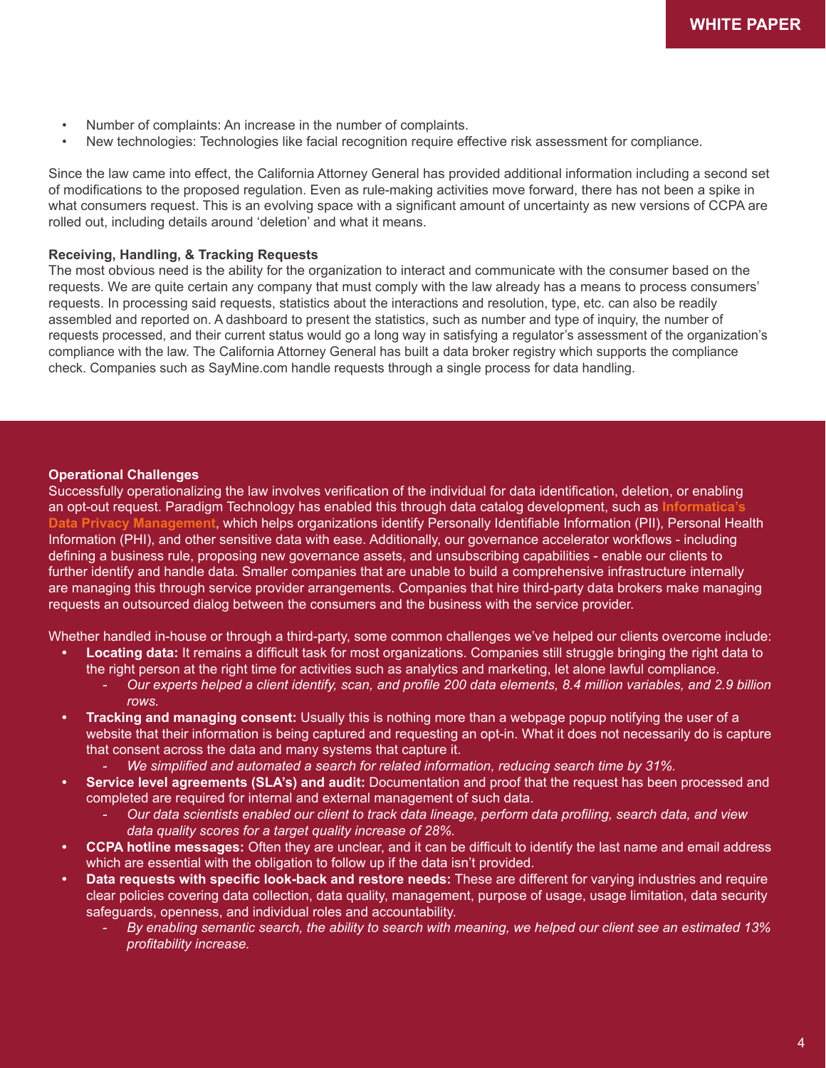- Number of complaints: An increase in the number of complaints.
- New technologies: Technologies like facial recognition require effective risk assessment for compliance.

Since the law came into effect, the California Attorney General has provided additional information including a second set of modifications to the proposed regulation. Even as rule-making activities move forward, there has not been a spike in what consumers request. This is an evolving space with a significant amount of uncertainty as new versions of CCPA are rolled out, including details around 'deletion' and what it means.

**Receiving, Handling, & Tracking Requests**

The most obvious need is the ability for the organization to interact and communicate with the consumer based on the requests. We are quite certain any company that must comply with the law already has a means to process consumers' requests. In processing said requests, statistics about the interactions and resolution, type, etc. can also be readily assembled and reported on. A dashboard to present the statistics, such as number and type of inquiry, the number of requests processed, and their current status would go a long way in satisfying a regulator's assessment of the organization's compliance with the law. The California Attorney General has built a data broker registry which supports the compliance check. Companies such as SayMine.com handle requests through a single process for data handling.

**Operational Challenges**

Successfully operationalizing the law involves verification of the individual for data identification, deletion, or enabling an opt-out request. Paradigm Technology has enabled this through data catalog development, such as **Informatica's Data Privacy Management**, which helps organizations identify Personally Identifiable Information (PII), Personal Health Information (PHI), and other sensitive data with ease. Additionally, our governance accelerator workflows - including defining a business rule, proposing new governance assets, and unsubscribing capabilities - enable our clients to further identify and handle data. Smaller companies that are unable to build a comprehensive infrastructure internally are managing this through service provider arrangements. Companies that hire third-party data brokers make managing requests an outsourced dialog between the consumers and the business with the service provider.

Whether handled in-house or through a third-party, some common challenges we've helped our clients overcome include:

- **Locating data:** It remains a difficult task for most organizations. Companies still struggle bringing the right data to the right person at the right time for activities such as analytics and marketing, let alone lawful compliance.
  - *Our experts helped a client identify, scan, and profile 200 data elements, 8.4 million variables, and 2.9 billion rows.*
- **Tracking and managing consent:** Usually this is nothing more than a webpage popup notifying the user of a website that their information is being captured and requesting an opt-in. What it does not necessarily do is capture that consent across the data and many systems that capture it.
  - *We simplified and automated a search for related information, reducing search time by 31%.*
- **Service level agreements (SLA's) and audit:** Documentation and proof that the request has been processed and completed are required for internal and external management of such data.
  - *Our data scientists enabled our client to track data lineage, perform data profiling, search data, and view data quality scores for a target quality increase of 28%.*
- **CCPA hotline messages:** Often they are unclear, and it can be difficult to identify the last name and email address which are essential with the obligation to follow up if the data isn't provided.
- **Data requests with specific look-back and restore needs:** These are different for varying industries and require clear policies covering data collection, data quality, management, purpose of usage, usage limitation, data security safeguards, openness, and individual roles and accountability.
  - *By enabling semantic search, the ability to search with meaning, we helped our client see an estimated 13% profitability increase.*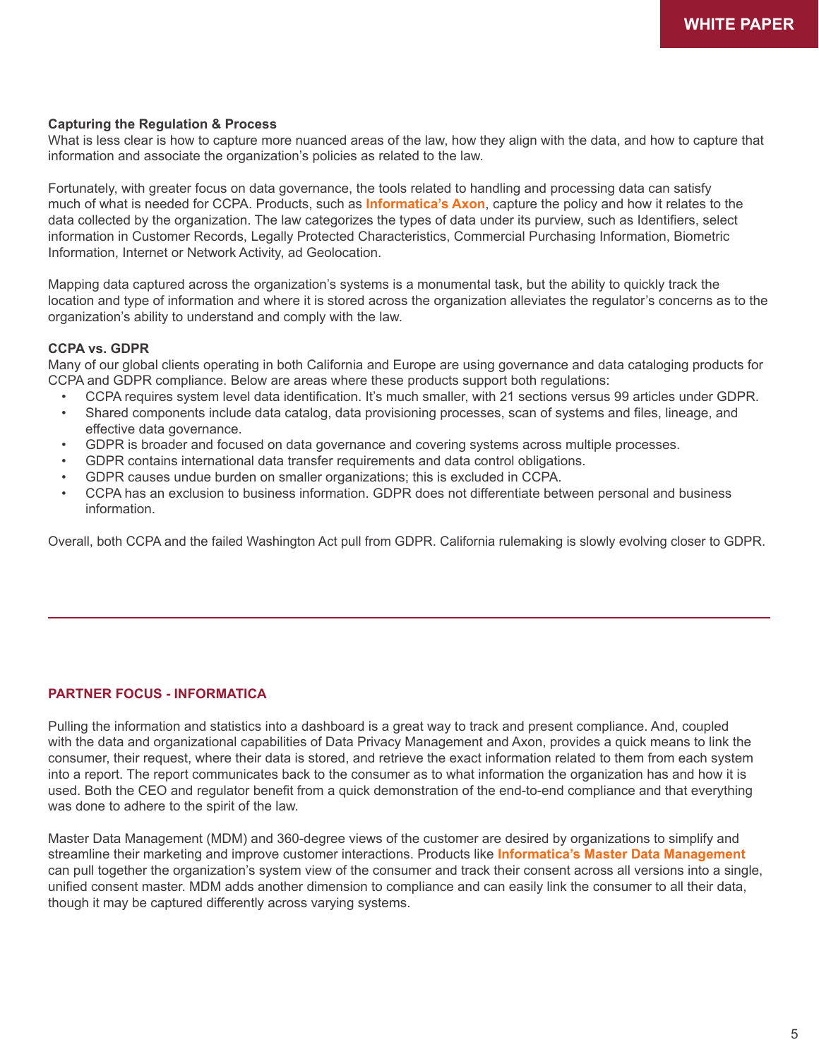**Capturing the Regulation & Process**

What is less clear is how to capture more nuanced areas of the law, how they align with the data, and how to capture that information and associate the organization's policies as related to the law.

Fortunately, with greater focus on data governance, the tools related to handling and processing data can satisfy much of what is needed for CCPA. Products, such as **Informatica's Axon**, capture the policy and how it relates to the data collected by the organization. The law categorizes the types of data under its purview, such as Identifiers, select information in Customer Records, Legally Protected Characteristics, Commercial Purchasing Information, Biometric Information, Internet or Network Activity, ad Geolocation.

Mapping data captured across the organization's systems is a monumental task, but the ability to quickly track the location and type of information and where it is stored across the organization alleviates the regulator's concerns as to the organization's ability to understand and comply with the law.

**CCPA vs. GDPR**

Many of our global clients operating in both California and Europe are using governance and data cataloging products for CCPA and GDPR compliance. Below are areas where these products support both regulations:

- CCPA requires system level data identification. It's much smaller, with 21 sections versus 99 articles under GDPR.
- Shared components include data catalog, data provisioning processes, scan of systems and files, lineage, and effective data governance.
- GDPR is broader and focused on data governance and covering systems across multiple processes.
- GDPR contains international data transfer requirements and data control obligations.
- GDPR causes undue burden on smaller organizations; this is excluded in CCPA.
- CCPA has an exclusion to business information. GDPR does not differentiate between personal and business information.

Overall, both CCPA and the failed Washington Act pull from GDPR. California rulemaking is slowly evolving closer to GDPR.

---

## PARTNER FOCUS - INFORMATICA

Pulling the information and statistics into a dashboard is a great way to track and present compliance. And, coupled with the data and organizational capabilities of Data Privacy Management and Axon, provides a quick means to link the consumer, their request, where their data is stored, and retrieve the exact information related to them from each system into a report. The report communicates back to the consumer as to what information the organization has and how it is used. Both the CEO and regulator benefit from a quick demonstration of the end-to-end compliance and that everything was done to adhere to the spirit of the law.

Master Data Management (MDM) and 360-degree views of the customer are desired by organizations to simplify and streamline their marketing and improve customer interactions. Products like **Informatica's Master Data Management** can pull together the organization's system view of the consumer and track their consent across all versions into a single, unified consent master. MDM adds another dimension to compliance and can easily link the consumer to all their data, though it may be captured differently across varying systems.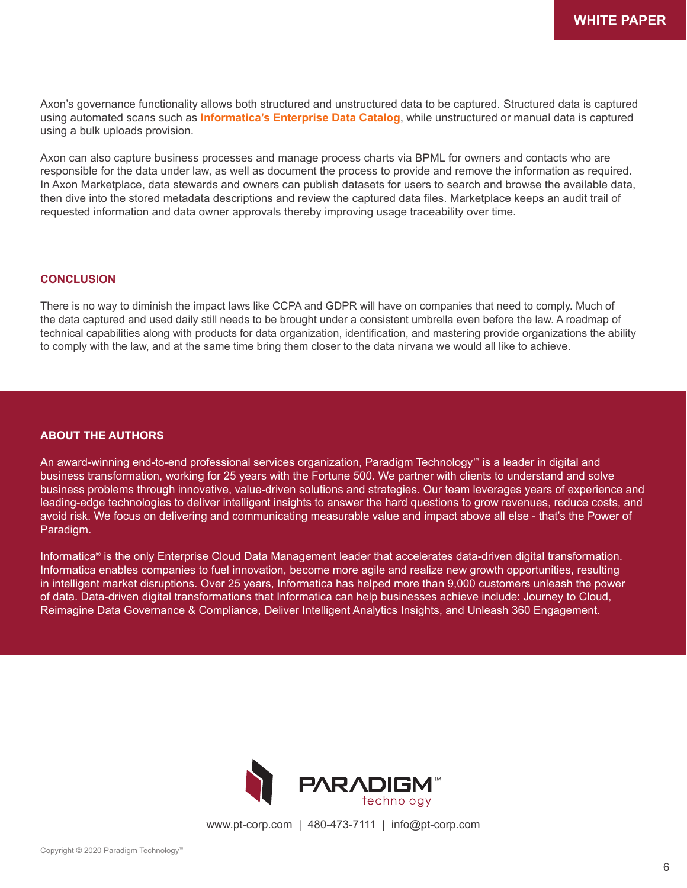Axon's governance functionality allows both structured and unstructured data to be captured. Structured data is captured using automated scans such as **Informatica's Enterprise Data Catalog**, while unstructured or manual data is captured using a bulk uploads provision.

Axon can also capture business processes and manage process charts via BPML for owners and contacts who are responsible for the data under law, as well as document the process to provide and remove the information as required. In Axon Marketplace, data stewards and owners can publish datasets for users to search and browse the available data, then dive into the stored metadata descriptions and review the captured data files. Marketplace keeps an audit trail of requested information and data owner approvals thereby improving usage traceability over time.

## CONCLUSION

There is no way to diminish the impact laws like CCPA and GDPR will have on companies that need to comply. Much of the data captured and used daily still needs to be brought under a consistent umbrella even before the law. A roadmap of technical capabilities along with products for data organization, identification, and mastering provide organizations the ability to comply with the law, and at the same time bring them closer to the data nirvana we would all like to achieve.

## ABOUT THE AUTHORS

An award-winning end-to-end professional services organization, Paradigm Technology™ is a leader in digital and business transformation, working for 25 years with the Fortune 500. We partner with clients to understand and solve business problems through innovative, value-driven solutions and strategies. Our team leverages years of experience and leading-edge technologies to deliver intelligent insights to answer the hard questions to grow revenues, reduce costs, and avoid risk. We focus on delivering and communicating measurable value and impact above all else - that's the Power of Paradigm.

Informatica® is the only Enterprise Cloud Data Management leader that accelerates data-driven digital transformation. Informatica enables companies to fuel innovation, become more agile and realize new growth opportunities, resulting in intelligent market disruptions. Over 25 years, Informatica has helped more than 9,000 customers unleash the power of data. Data-driven digital transformations that Informatica can help businesses achieve include: Journey to Cloud, Reimagine Data Governance & Compliance, Deliver Intelligent Analytics Insights, and Unleash 360 Engagement.

PARADIGM™ technology

www.pt-corp.com | 480-473-7111 | info@pt-corp.com

Copyright © 2020 Paradigm Technology™